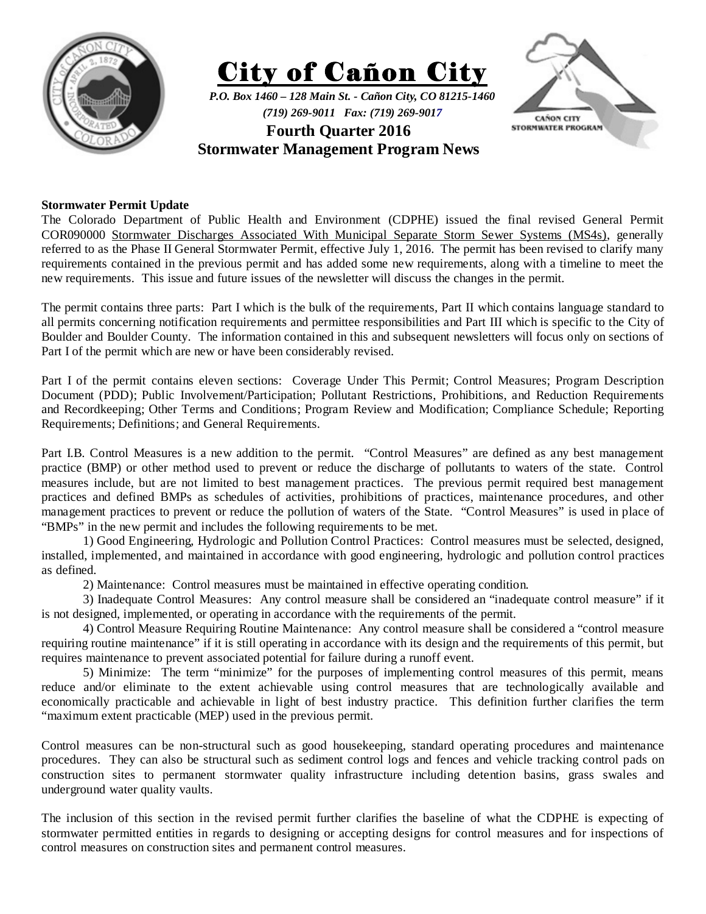# City of Cañon City

*P.O. Box 1460 – 128 Main St. - Cañon City, CO 81215-1460*

*(719) 269-9011 Fax: (719) 269-9017*

## Fourth Quarter 2016
## Stormwater Management Program News

**Stormwater Permit Update**

The Colorado Department of Public Health and Environment (CDPHE) issued the final revised General Permit COR090000 Stormwater Discharges Associated With Municipal Separate Storm Sewer Systems (MS4s), generally referred to as the Phase II General Stormwater Permit, effective July 1, 2016. The permit has been revised to clarify many requirements contained in the previous permit and has added some new requirements, along with a timeline to meet the new requirements. This issue and future issues of the newsletter will discuss the changes in the permit.

The permit contains three parts: Part I which is the bulk of the requirements, Part II which contains language standard to all permits concerning notification requirements and permittee responsibilities and Part III which is specific to the City of Boulder and Boulder County. The information contained in this and subsequent newsletters will focus only on sections of Part I of the permit which are new or have been considerably revised.

Part I of the permit contains eleven sections: Coverage Under This Permit; Control Measures; Program Description Document (PDD); Public Involvement/Participation; Pollutant Restrictions, Prohibitions, and Reduction Requirements and Recordkeeping; Other Terms and Conditions; Program Review and Modification; Compliance Schedule; Reporting Requirements; Definitions; and General Requirements.

Part I.B. Control Measures is a new addition to the permit. "Control Measures" are defined as any best management practice (BMP) or other method used to prevent or reduce the discharge of pollutants to waters of the state. Control measures include, but are not limited to best management practices. The previous permit required best management practices and defined BMPs as schedules of activities, prohibitions of practices, maintenance procedures, and other management practices to prevent or reduce the pollution of waters of the State. "Control Measures" is used in place of "BMPs" in the new permit and includes the following requirements to be met.

1) Good Engineering, Hydrologic and Pollution Control Practices: Control measures must be selected, designed, installed, implemented, and maintained in accordance with good engineering, hydrologic and pollution control practices as defined.

2) Maintenance: Control measures must be maintained in effective operating condition.

3) Inadequate Control Measures: Any control measure shall be considered an "inadequate control measure" if it is not designed, implemented, or operating in accordance with the requirements of the permit.

4) Control Measure Requiring Routine Maintenance: Any control measure shall be considered a "control measure requiring routine maintenance" if it is still operating in accordance with its design and the requirements of this permit, but requires maintenance to prevent associated potential for failure during a runoff event.

5) Minimize: The term "minimize" for the purposes of implementing control measures of this permit, means reduce and/or eliminate to the extent achievable using control measures that are technologically available and economically practicable and achievable in light of best industry practice. This definition further clarifies the term "maximum extent practicable (MEP) used in the previous permit.

Control measures can be non-structural such as good housekeeping, standard operating procedures and maintenance procedures. They can also be structural such as sediment control logs and fences and vehicle tracking control pads on construction sites to permanent stormwater quality infrastructure including detention basins, grass swales and underground water quality vaults.

The inclusion of this section in the revised permit further clarifies the baseline of what the CDPHE is expecting of stormwater permitted entities in regards to designing or accepting designs for control measures and for inspections of control measures on construction sites and permanent control measures.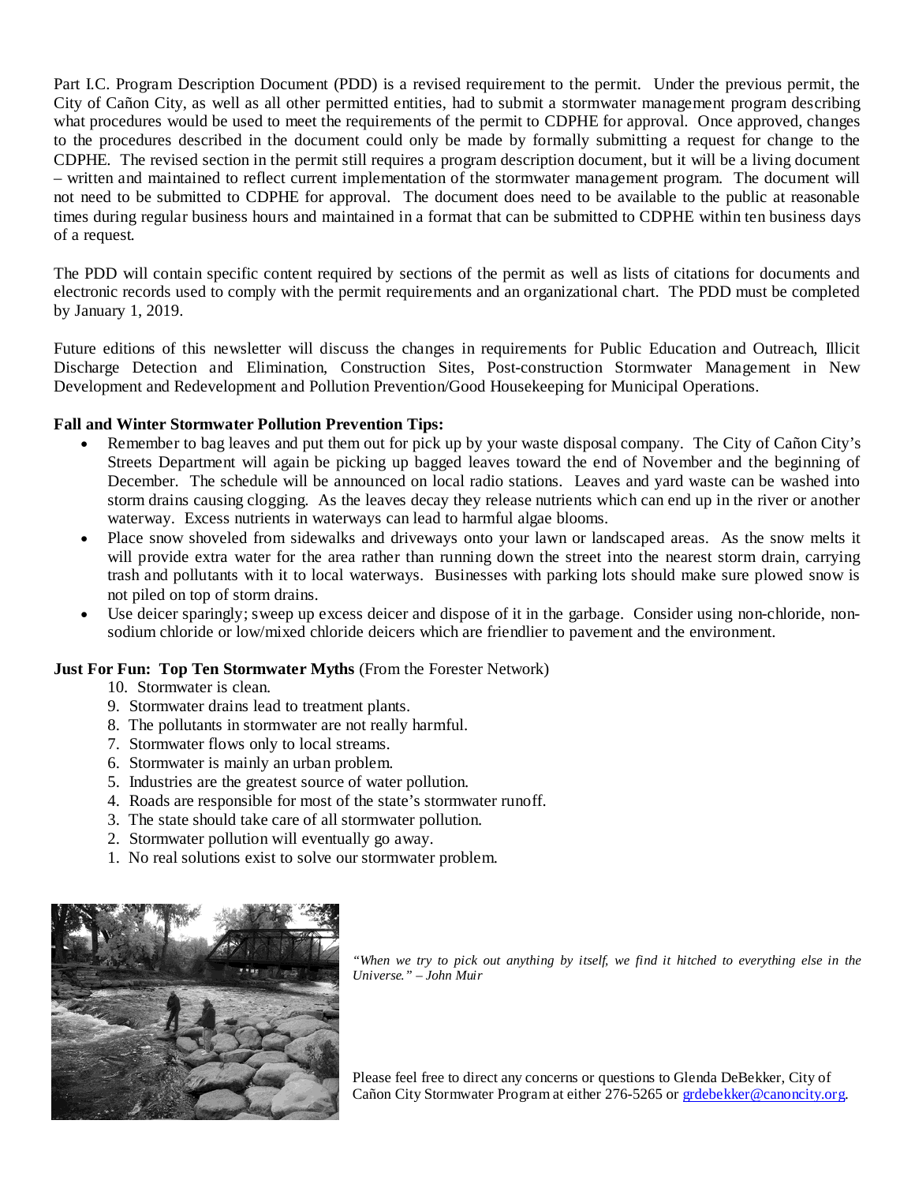Part I.C. Program Description Document (PDD) is a revised requirement to the permit. Under the previous permit, the City of Cañon City, as well as all other permitted entities, had to submit a stormwater management program describing what procedures would be used to meet the requirements of the permit to CDPHE for approval. Once approved, changes to the procedures described in the document could only be made by formally submitting a request for change to the CDPHE. The revised section in the permit still requires a program description document, but it will be a living document – written and maintained to reflect current implementation of the stormwater management program. The document will not need to be submitted to CDPHE for approval. The document does need to be available to the public at reasonable times during regular business hours and maintained in a format that can be submitted to CDPHE within ten business days of a request.

The PDD will contain specific content required by sections of the permit as well as lists of citations for documents and electronic records used to comply with the permit requirements and an organizational chart. The PDD must be completed by January 1, 2019.

Future editions of this newsletter will discuss the changes in requirements for Public Education and Outreach, Illicit Discharge Detection and Elimination, Construction Sites, Post-construction Stormwater Management in New Development and Redevelopment and Pollution Prevention/Good Housekeeping for Municipal Operations.

**Fall and Winter Stormwater Pollution Prevention Tips:**

- Remember to bag leaves and put them out for pick up by your waste disposal company. The City of Cañon City's Streets Department will again be picking up bagged leaves toward the end of November and the beginning of December. The schedule will be announced on local radio stations. Leaves and yard waste can be washed into storm drains causing clogging. As the leaves decay they release nutrients which can end up in the river or another waterway. Excess nutrients in waterways can lead to harmful algae blooms.
- Place snow shoveled from sidewalks and driveways onto your lawn or landscaped areas. As the snow melts it will provide extra water for the area rather than running down the street into the nearest storm drain, carrying trash and pollutants with it to local waterways. Businesses with parking lots should make sure plowed snow is not piled on top of storm drains.
- Use deicer sparingly; sweep up excess deicer and dispose of it in the garbage. Consider using non-chloride, non-sodium chloride or low/mixed chloride deicers which are friendlier to pavement and the environment.

**Just For Fun: Top Ten Stormwater Myths** (From the Forester Network)

10. Stormwater is clean.
9. Stormwater drains lead to treatment plants.
8. The pollutants in stormwater are not really harmful.
7. Stormwater flows only to local streams.
6. Stormwater is mainly an urban problem.
5. Industries are the greatest source of water pollution.
4. Roads are responsible for most of the state's stormwater runoff.
3. The state should take care of all stormwater pollution.
2. Stormwater pollution will eventually go away.
1. No real solutions exist to solve our stormwater problem.

*"When we try to pick out anything by itself, we find it hitched to everything else in the Universe." – John Muir*

Please feel free to direct any concerns or questions to Glenda DeBekker, City of Cañon City Stormwater Program at either 276-5265 or grdebekker@canoncity.org.